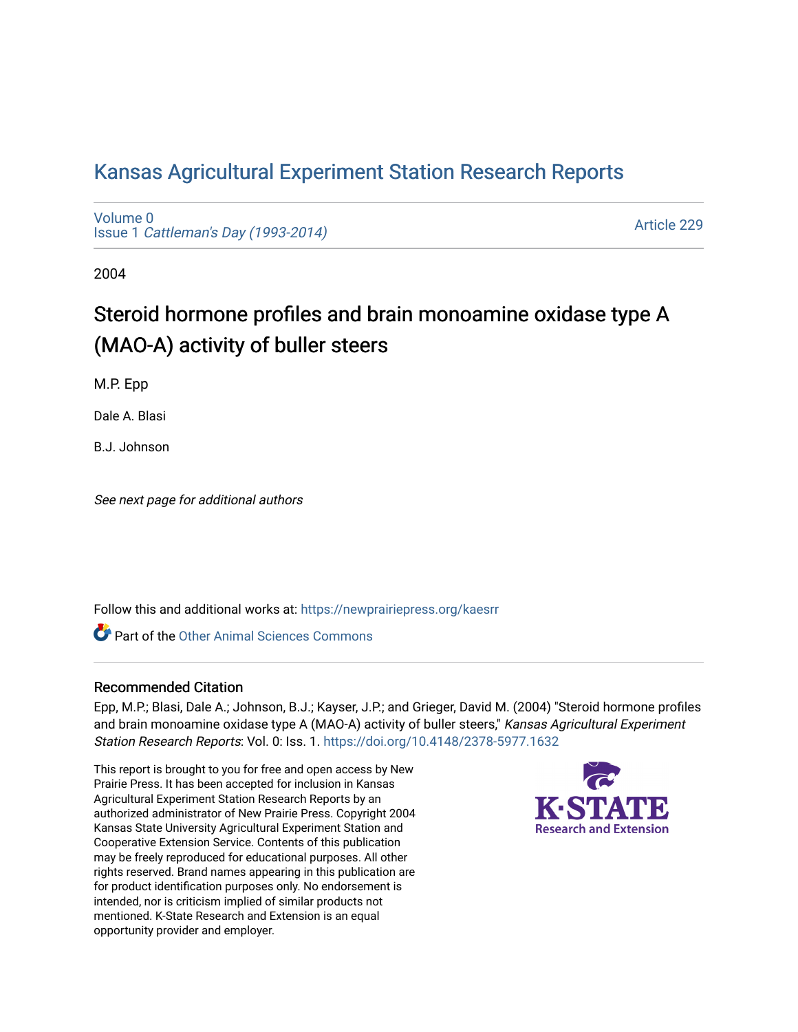# Kansas Agricultural Experiment Station Research Reports

Volume 0
Issue 1 *Cattleman's Day (1993-2014)*

Article 229

2004

## Steroid hormone profiles and brain monoamine oxidase type A (MAO-A) activity of buller steers

M.P. Epp

Dale A. Blasi

B.J. Johnson

*See next page for additional authors*

Follow this and additional works at: https://newprairiepress.org/kaesrr

Part of the Other Animal Sciences Commons

### Recommended Citation

Epp, M.P.; Blasi, Dale A.; Johnson, B.J.; Kayser, J.P.; and Grieger, David M. (2004) "Steroid hormone profiles and brain monoamine oxidase type A (MAO-A) activity of buller steers," *Kansas Agricultural Experiment Station Research Reports*: Vol. 0: Iss. 1. https://doi.org/10.4148/2378-5977.1632

This report is brought to you for free and open access by New Prairie Press. It has been accepted for inclusion in Kansas Agricultural Experiment Station Research Reports by an authorized administrator of New Prairie Press. Copyright 2004 Kansas State University Agricultural Experiment Station and Cooperative Extension Service. Contents of this publication may be freely reproduced for educational purposes. All other rights reserved. Brand names appearing in this publication are for product identification purposes only. No endorsement is intended, nor is criticism implied of similar products not mentioned. K-State Research and Extension is an equal opportunity provider and employer.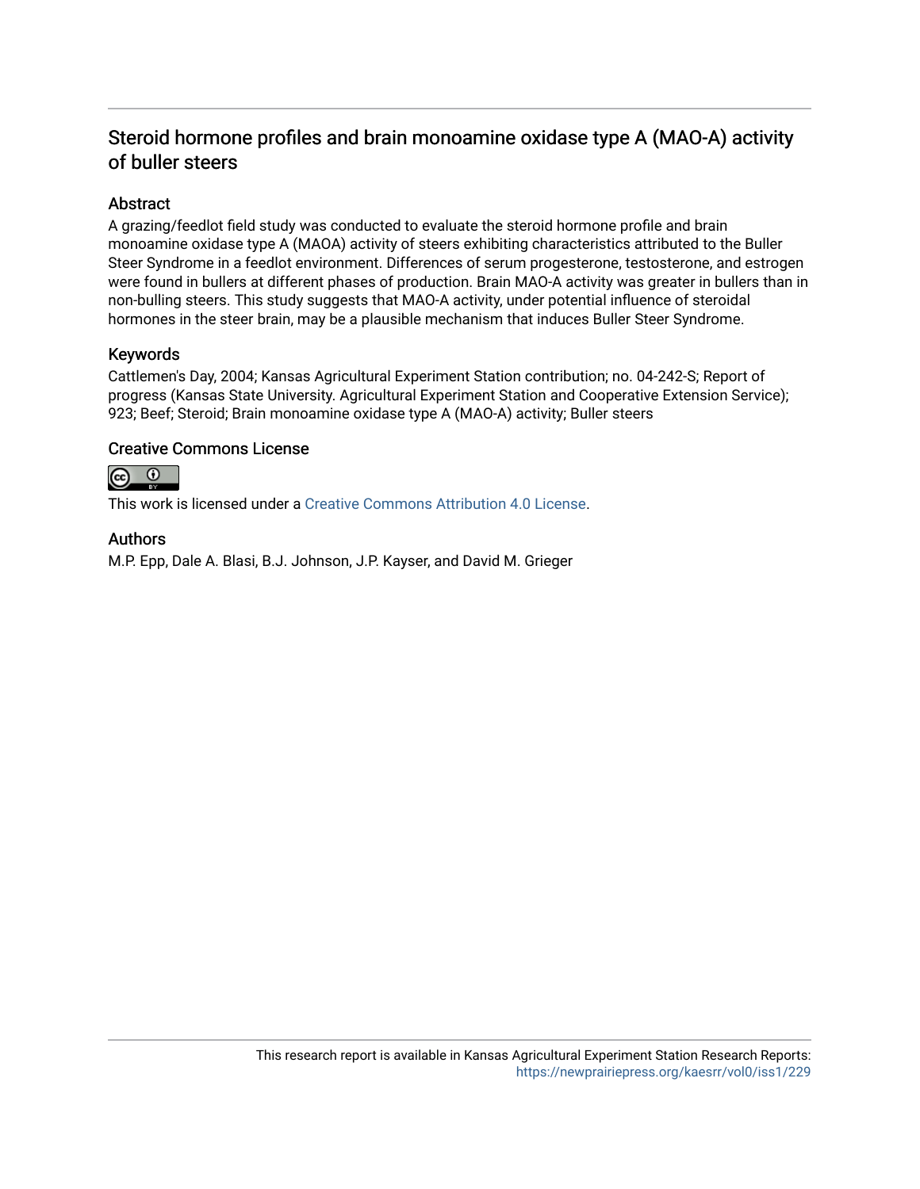# Steroid hormone profiles and brain monoamine oxidase type A (MAO-A) activity of buller steers

## Abstract

A grazing/feedlot field study was conducted to evaluate the steroid hormone profile and brain monoamine oxidase type A (MAOA) activity of steers exhibiting characteristics attributed to the Buller Steer Syndrome in a feedlot environment. Differences of serum progesterone, testosterone, and estrogen were found in bullers at different phases of production. Brain MAO-A activity was greater in bullers than in non-bulling steers. This study suggests that MAO-A activity, under potential influence of steroidal hormones in the steer brain, may be a plausible mechanism that induces Buller Steer Syndrome.

## Keywords

Cattlemen's Day, 2004; Kansas Agricultural Experiment Station contribution; no. 04-242-S; Report of progress (Kansas State University. Agricultural Experiment Station and Cooperative Extension Service); 923; Beef; Steroid; Brain monoamine oxidase type A (MAO-A) activity; Buller steers

## Creative Commons License

This work is licensed under a Creative Commons Attribution 4.0 License.

## Authors

M.P. Epp, Dale A. Blasi, B.J. Johnson, J.P. Kayser, and David M. Grieger

This research report is available in Kansas Agricultural Experiment Station Research Reports: https://newprairiepress.org/kaesrr/vol0/iss1/229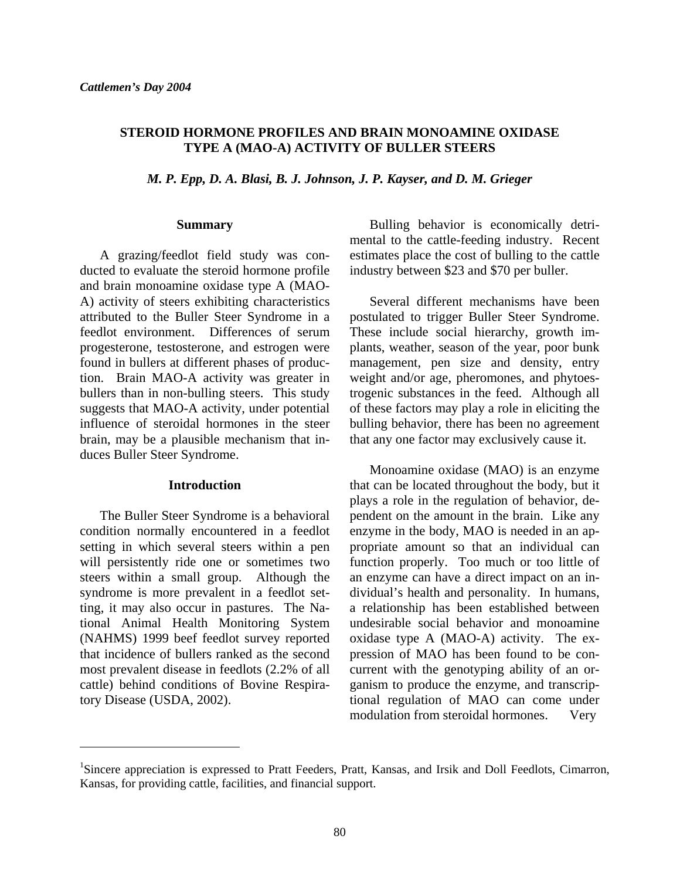# STEROID HORMONE PROFILES AND BRAIN MONOAMINE OXIDASE TYPE A (MAO-A) ACTIVITY OF BULLER STEERS

*M. P. Epp, D. A. Blasi, B. J. Johnson, J. P. Kayser, and D. M. Grieger*

## Summary

A grazing/feedlot field study was conducted to evaluate the steroid hormone profile and brain monoamine oxidase type A (MAO-A) activity of steers exhibiting characteristics attributed to the Buller Steer Syndrome in a feedlot environment. Differences of serum progesterone, testosterone, and estrogen were found in bullers at different phases of production. Brain MAO-A activity was greater in bullers than in non-bulling steers. This study suggests that MAO-A activity, under potential influence of steroidal hormones in the steer brain, may be a plausible mechanism that induces Buller Steer Syndrome.

## Introduction

The Buller Steer Syndrome is a behavioral condition normally encountered in a feedlot setting in which several steers within a pen will persistently ride one or sometimes two steers within a small group. Although the syndrome is more prevalent in a feedlot setting, it may also occur in pastures. The National Animal Health Monitoring System (NAHMS) 1999 beef feedlot survey reported that incidence of bullers ranked as the second most prevalent disease in feedlots (2.2% of all cattle) behind conditions of Bovine Respiratory Disease (USDA, 2002).

Bulling behavior is economically detrimental to the cattle-feeding industry. Recent estimates place the cost of bulling to the cattle industry between $23 and $70 per buller.

Several different mechanisms have been postulated to trigger Buller Steer Syndrome. These include social hierarchy, growth implants, weather, season of the year, poor bunk management, pen size and density, entry weight and/or age, pheromones, and phytoestrogenic substances in the feed. Although all of these factors may play a role in eliciting the bulling behavior, there has been no agreement that any one factor may exclusively cause it.

Monoamine oxidase (MAO) is an enzyme that can be located throughout the body, but it plays a role in the regulation of behavior, dependent on the amount in the brain. Like any enzyme in the body, MAO is needed in an appropriate amount so that an individual can function properly. Too much or too little of an enzyme can have a direct impact on an individual's health and personality. In humans, a relationship has been established between undesirable social behavior and monoamine oxidase type A (MAO-A) activity. The expression of MAO has been found to be concurrent with the genotyping ability of an organism to produce the enzyme, and transcriptional regulation of MAO can come under modulation from steroidal hormones. Very

[1]Sincere appreciation is expressed to Pratt Feeders, Pratt, Kansas, and Irsik and Doll Feedlots, Cimarron, Kansas, for providing cattle, facilities, and financial support.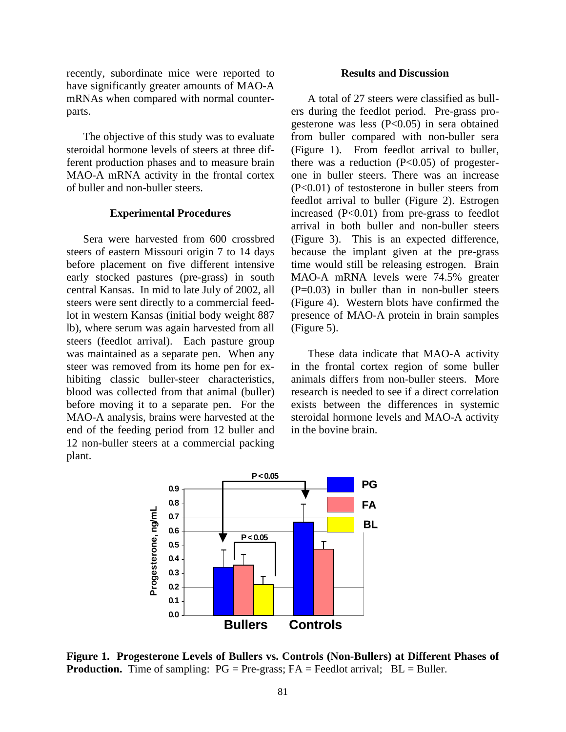recently, subordinate mice were reported to have significantly greater amounts of MAO-A mRNAs when compared with normal counterparts.

The objective of this study was to evaluate steroidal hormone levels of steers at three different production phases and to measure brain MAO-A mRNA activity in the frontal cortex of buller and non-buller steers.

### Experimental Procedures

Sera were harvested from 600 crossbred steers of eastern Missouri origin 7 to 14 days before placement on five different intensive early stocked pastures (pre-grass) in south central Kansas. In mid to late July of 2002, all steers were sent directly to a commercial feedlot in western Kansas (initial body weight 887 lb), where serum was again harvested from all steers (feedlot arrival). Each pasture group was maintained as a separate pen. When any steer was removed from its home pen for exhibiting classic buller-steer characteristics, blood was collected from that animal (buller) before moving it to a separate pen. For the MAO-A analysis, brains were harvested at the end of the feeding period from 12 buller and 12 non-buller steers at a commercial packing plant.

### Results and Discussion

A total of 27 steers were classified as bullers during the feedlot period. Pre-grass progesterone was less ($P<0.05$) in sera obtained from buller compared with non-buller sera (Figure 1). From feedlot arrival to buller, there was a reduction ($P<0.05$) of progesterone in buller steers. There was an increase ($P<0.01$) of testosterone in buller steers from feedlot arrival to buller (Figure 2). Estrogen increased ($P<0.01$) from pre-grass to feedlot arrival in both buller and non-buller steers (Figure 3). This is an expected difference, because the implant given at the pre-grass time would still be releasing estrogen. Brain MAO-A mRNA levels were 74.5% greater ($P=0.03$) in buller than in non-buller steers (Figure 4). Western blots have confirmed the presence of MAO-A protein in brain samples (Figure 5).

These data indicate that MAO-A activity in the frontal cortex region of some buller animals differs from non-buller steers. More research is needed to see if a direct correlation exists between the differences in systemic steroidal hormone levels and MAO-A activity in the bovine brain.

**Figure 1. Progesterone Levels of Bullers vs. Controls (Non-Bullers) at Different Phases of Production.** Time of sampling: PG = Pre-grass; FA = Feedlot arrival; BL = Buller.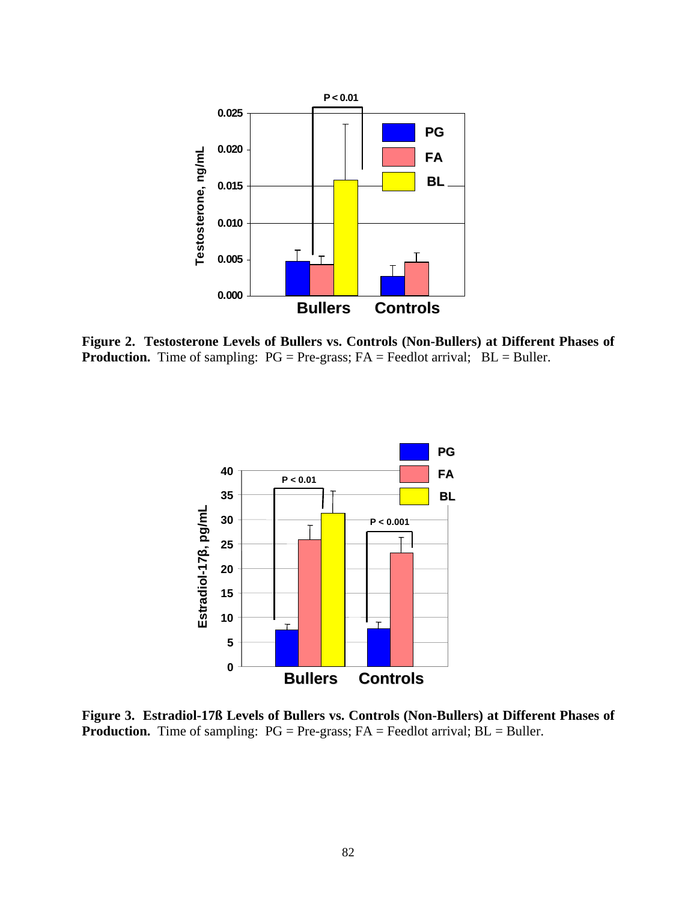**Figure 2. Testosterone Levels of Bullers vs. Controls (Non-Bullers) at Different Phases of Production.** Time of sampling: PG = Pre-grass; FA = Feedlot arrival; BL = Buller.

**Figure 3. Estradiol-17ß Levels of Bullers vs. Controls (Non-Bullers) at Different Phases of Production.** Time of sampling: PG = Pre-grass; FA = Feedlot arrival; BL = Buller.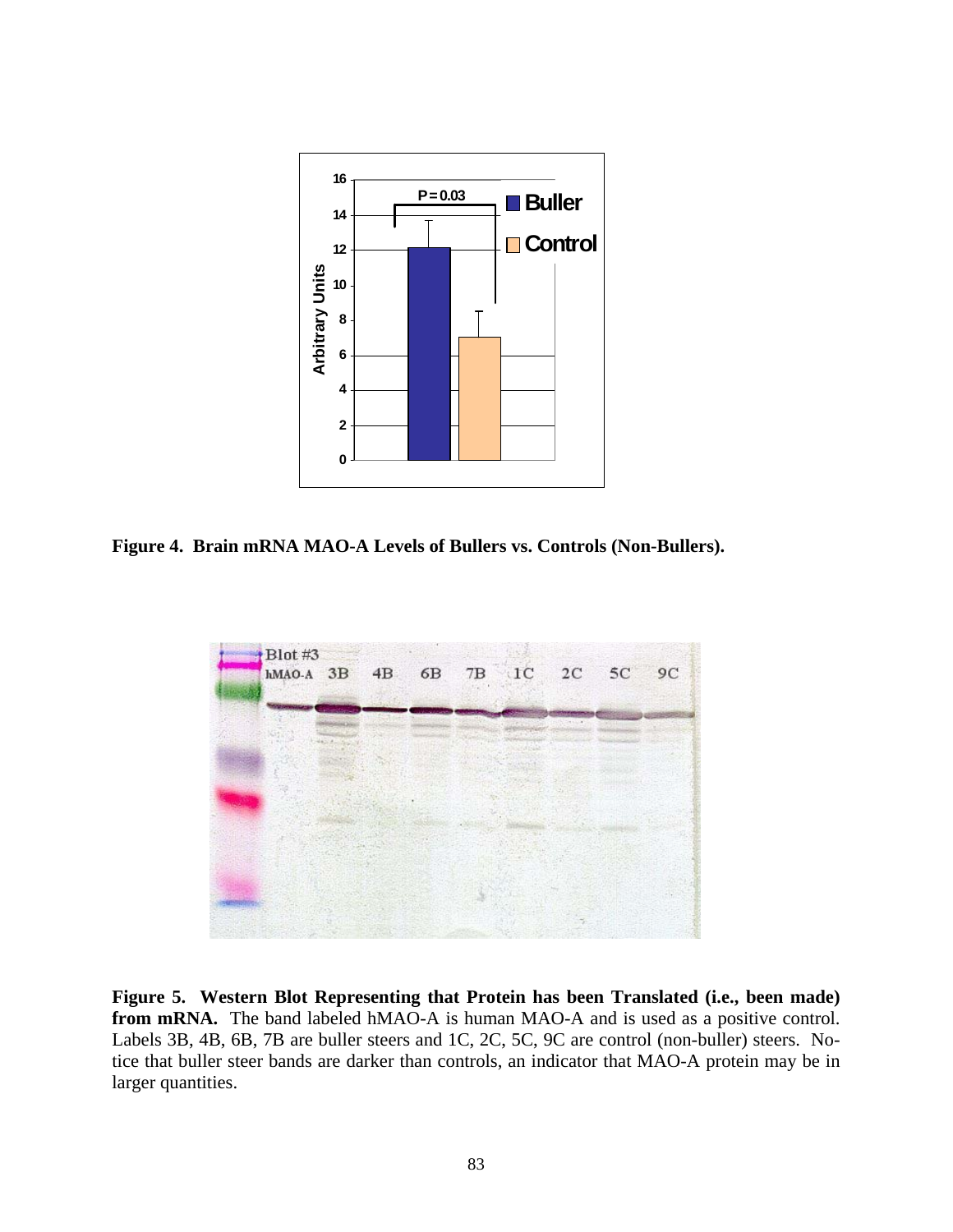P = 0.03

Buller

Control

Arbitrary Units

16

14

12

10

8

6

4

2

0

**Figure 4. Brain mRNA MAO-A Levels of Bullers vs. Controls (Non-Bullers).**

Blot #3

hMAO-A 3B 4B 6B 7B 1C 2C 5C 9C

**Figure 5. Western Blot Representing that Protein has been Translated (i.e., been made) from mRNA.** The band labeled hMAO-A is human MAO-A and is used as a positive control. Labels 3B, 4B, 6B, 7B are buller steers and 1C, 2C, 5C, 9C are control (non-buller) steers. Notice that buller steer bands are darker than controls, an indicator that MAO-A protein may be in larger quantities.